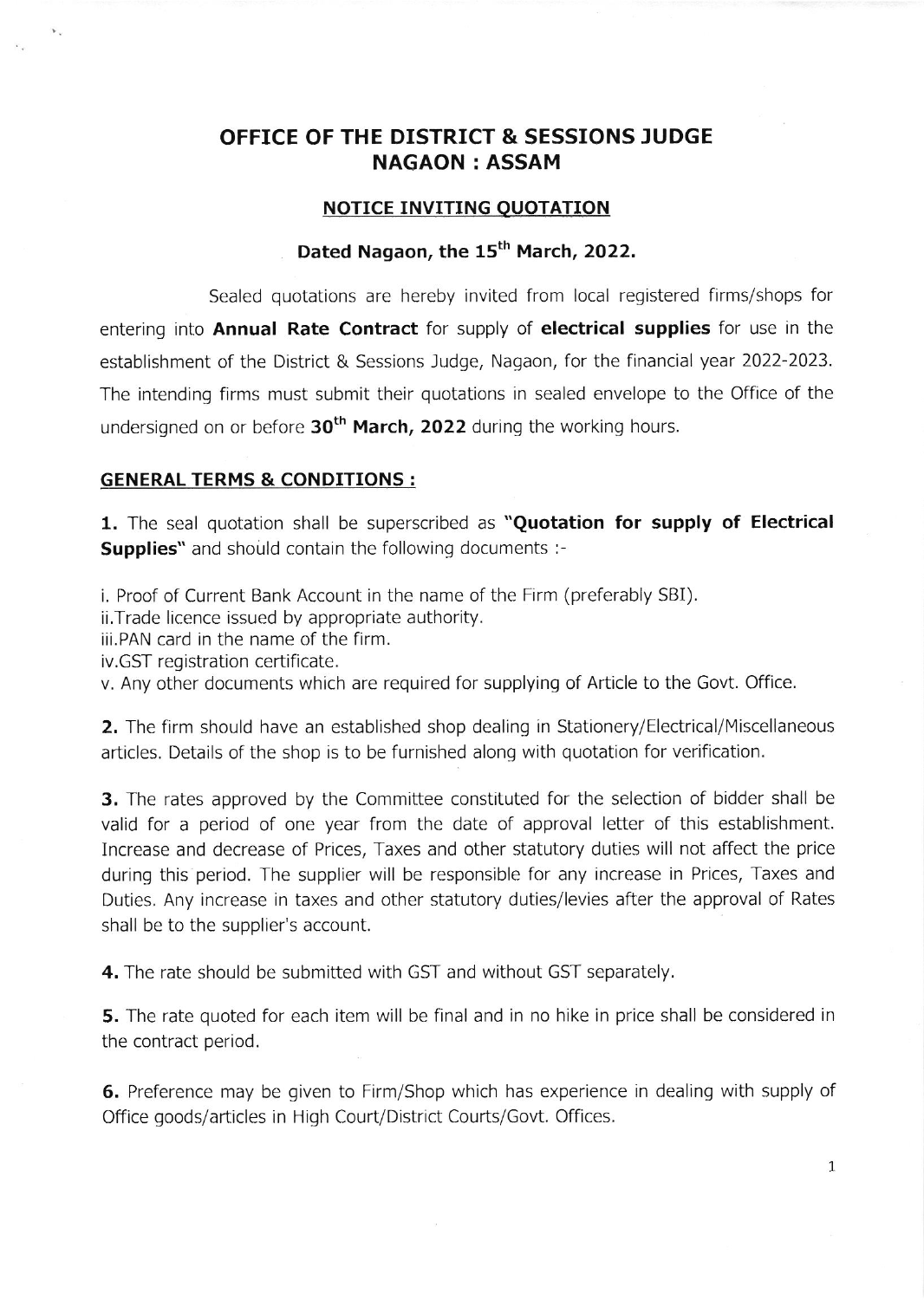# OFFICE OF THE DISTRICT & SESSIONS JUDGE NAGAON : ASSAM

## NOTICE INVITING QUOTATION

### Dated Nagaon, the 15th March, 2022.

Sealed quotations are hereby invited from local registered firms/shops for entering into **Annual Rate Contract** for supply of **electrical supplies** for use in the establishment of the District & Sessions Judge, Nagaon, for the financial year 2022-2023. The intending firms must submit their quotations in sealed envelope to the Office of the undersigned on or before **30th March, 2022** during the working hours.

### GENERAL TERMS & CONDITIONS :

**1.** The seal quotation shall be superscribed as **"Quotation for supply of Electrical Supplies"** and should contain the following documents :-

i. Proof of Current Bank Account in the name of the Firm (preferably SBI).
ii. Trade licence issued by appropriate authority.
iii. PAN card in the name of the firm.
iv. GST registration certificate.
v. Any other documents which are required for supplying of Article to the Govt. Office.

**2.** The firm should have an established shop dealing in Stationery/Electrical/Miscellaneous articles. Details of the shop is to be furnished along with quotation for verification.

**3.** The rates approved by the Committee constituted for the selection of bidder shall be valid for a period of one year from the date of approval letter of this establishment. Increase and decrease of Prices, Taxes and other statutory duties will not affect the price during this period. The supplier will be responsible for any increase in Prices, Taxes and Duties. Any increase in taxes and other statutory duties/levies after the approval of Rates shall be to the supplier's account.

**4.** The rate should be submitted with GST and without GST separately.

**5.** The rate quoted for each item will be final and in no hike in price shall be considered in the contract period.

**6.** Preference may be given to Firm/Shop which has experience in dealing with supply of Office goods/articles in High Court/District Courts/Govt. Offices.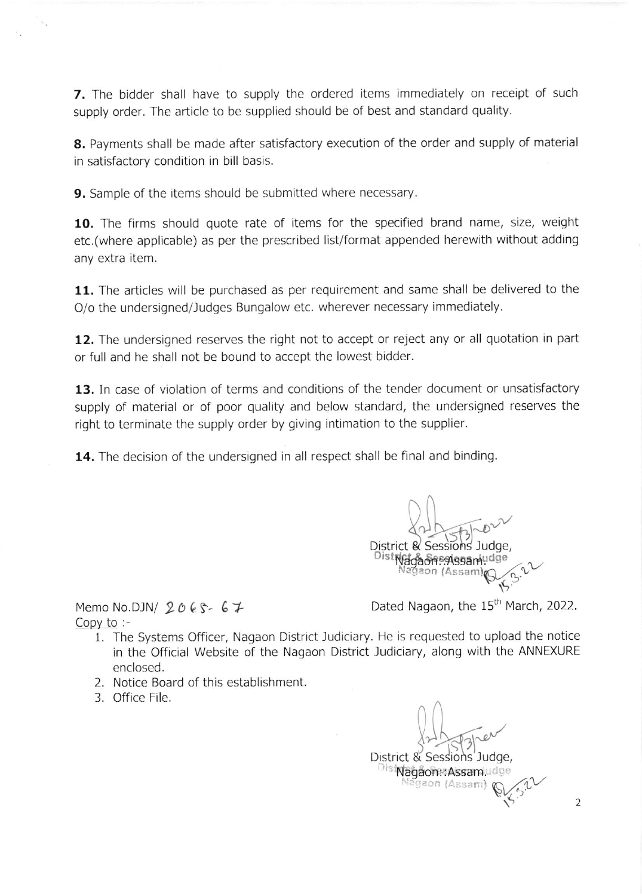**7.** The bidder shall have to supply the ordered items immediately on receipt of such supply order. The article to be supplied should be of best and standard quality.

**8.** Payments shall be made after satisfactory execution of the order and supply of material in satisfactory condition in bill basis.

**9.** Sample of the items should be submitted where necessary.

**10.** The firms should quote rate of items for the specified brand name, size, weight etc.(where applicable) as per the prescribed list/format appended herewith without adding any extra item.

**11.** The articles will be purchased as per requirement and same shall be delivered to the O/o the undersigned/Judges Bungalow etc. wherever necessary immediately.

**12.** The undersigned reserves the right not to accept or reject any or all quotation in part or full and he shall not be bound to accept the lowest bidder.

**13.** In case of violation of terms and conditions of the tender document or unsatisfactory supply of material or of poor quality and below standard, the undersigned reserves the right to terminate the supply order by giving intimation to the supplier.

**14.** The decision of the undersigned in all respect shall be final and binding.

District & Sessions Judge,
Nagaon::Assam.

Memo No.DJN/ 2065- 67 Dated Nagaon, the 15th March, 2022.

Copy to :-

1. The Systems Officer, Nagaon District Judiciary. He is requested to upload the notice in the Official Website of the Nagaon District Judiciary, along with the ANNEXURE enclosed.
2. Notice Board of this establishment.
3. Office File.

District & Sessions Judge,
Nagaon::Assam.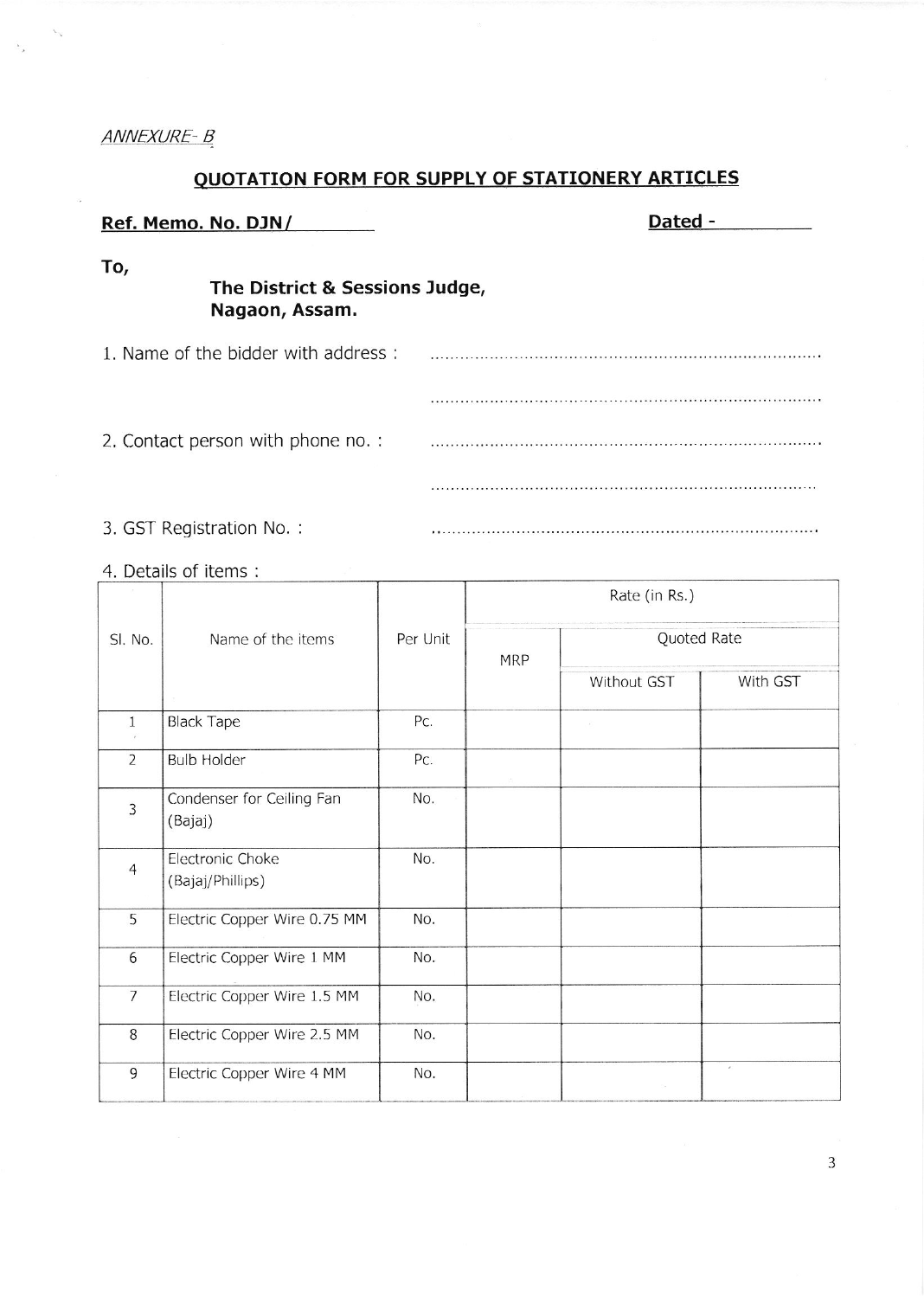*ANNEXURE- B*

## QUOTATION FORM FOR SUPPLY OF STATIONERY ARTICLES

**Ref. Memo. No. DJN/** ________ **Dated -** ________

**To,**

**The District & Sessions Judge,**
**Nagaon, Assam.**

1. Name of the bidder with address : ...............................................................................

...............................................................................

2. Contact person with phone no. : ...............................................................................

...............................................................................

3. GST Registration No. : ...............................................................................

4. Details of items :

| Sl. No. | Name of the items | Per Unit | Rate (in Rs.) | | |
|---|---|---|---|---|---|
| | | | MRP | Quoted Rate | |
| | | | | Without GST | With GST |
| 1 | Black Tape | Pc. | | | |
| 2 | Bulb Holder | Pc. | | | |
| 3 | Condenser for Ceiling Fan (Bajaj) | No. | | | |
| 4 | Electronic Choke (Bajaj/Phillips) | No. | | | |
| 5 | Electric Copper Wire 0.75 MM | No. | | | |
| 6 | Electric Copper Wire 1 MM | No. | | | |
| 7 | Electric Copper Wire 1.5 MM | No. | | | |
| 8 | Electric Copper Wire 2.5 MM | No. | | | |
| 9 | Electric Copper Wire 4 MM | No. | | | |